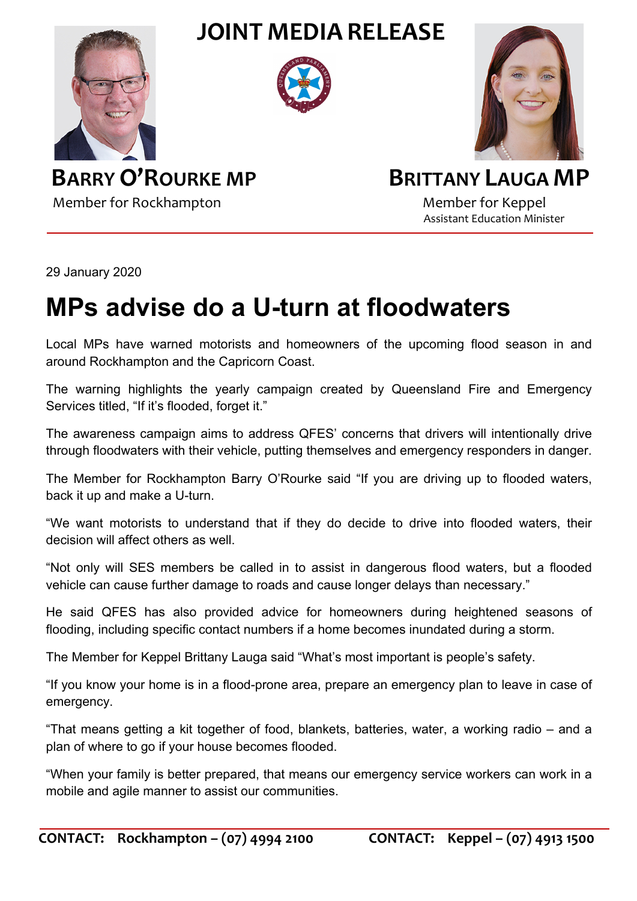# JOINT MEDIA RELEASE

**BARRY O'ROURKE MP**
Member for Rockhampton

**BRITTANY LAUGA MP**
Member for Keppel
Assistant Education Minister

29 January 2020

# MPs advise do a U-turn at floodwaters

Local MPs have warned motorists and homeowners of the upcoming flood season in and around Rockhampton and the Capricorn Coast.

The warning highlights the yearly campaign created by Queensland Fire and Emergency Services titled, "If it's flooded, forget it."

The awareness campaign aims to address QFES' concerns that drivers will intentionally drive through floodwaters with their vehicle, putting themselves and emergency responders in danger.

The Member for Rockhampton Barry O'Rourke said "If you are driving up to flooded waters, back it up and make a U-turn.

"We want motorists to understand that if they do decide to drive into flooded waters, their decision will affect others as well.

"Not only will SES members be called in to assist in dangerous flood waters, but a flooded vehicle can cause further damage to roads and cause longer delays than necessary."

He said QFES has also provided advice for homeowners during heightened seasons of flooding, including specific contact numbers if a home becomes inundated during a storm.

The Member for Keppel Brittany Lauga said "What's most important is people's safety.

"If you know your home is in a flood-prone area, prepare an emergency plan to leave in case of emergency.

"That means getting a kit together of food, blankets, batteries, water, a working radio – and a plan of where to go if your house becomes flooded.

"When your family is better prepared, that means our emergency service workers can work in a mobile and agile manner to assist our communities.

**CONTACT: Rockhampton – (07) 4994 2100** **CONTACT: Keppel – (07) 4913 1500**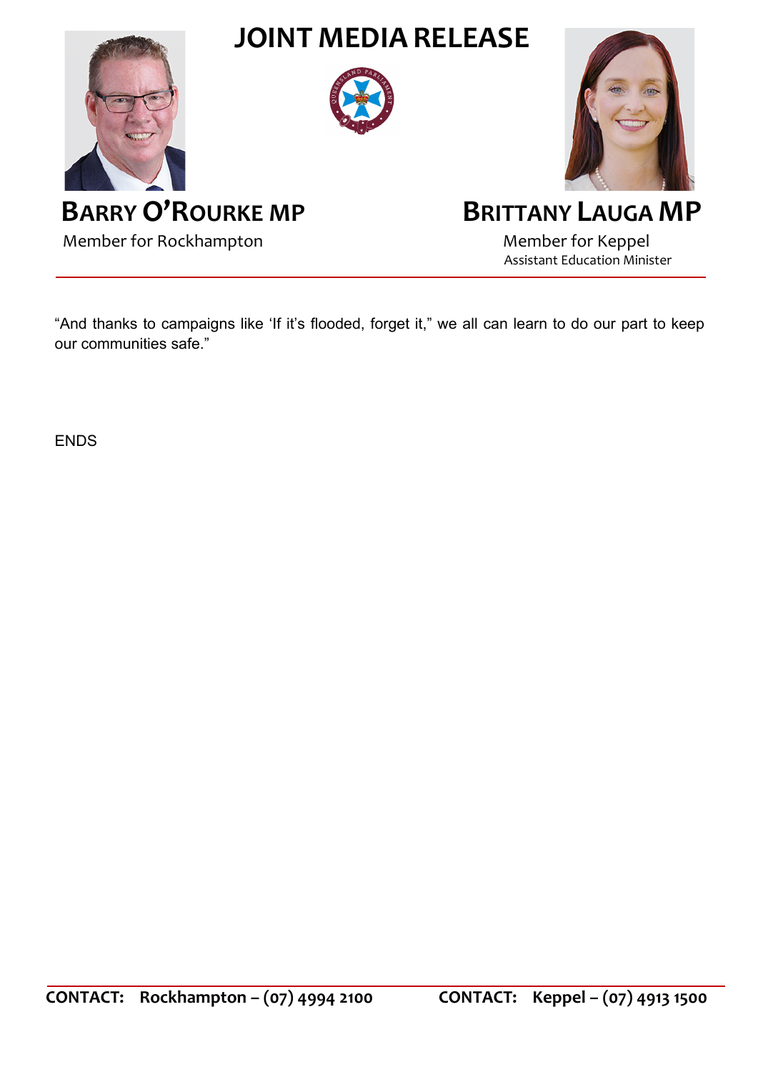"And thanks to campaigns like 'If it's flooded, forget it," we all can learn to do our part to keep our communities safe."

ENDS